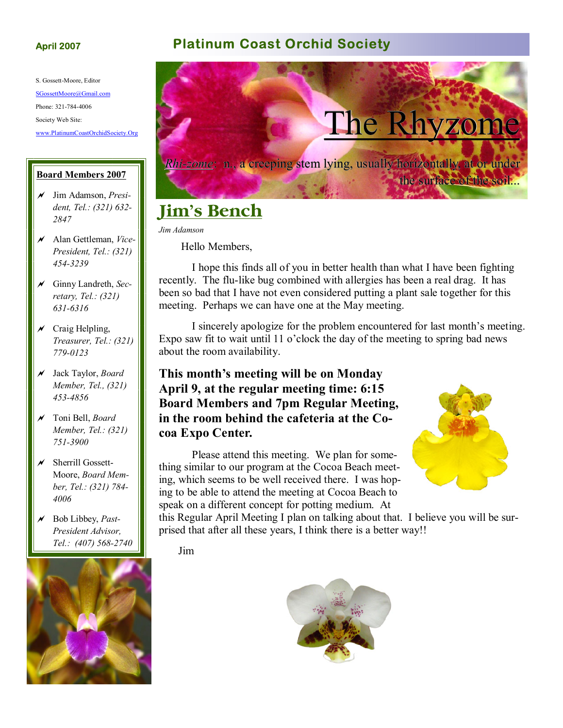April 2007

# Platinum Coast Orchid Society

S. Gossett-Moore, Editor

SGossettMoore@Gmail.com

Phone: 321-784-4006

Society Web Site:

www.PlatinumCoastOrchidSociety.Org

**Board Members 2007**

- Jim Adamson, *President, Tel.: (321) 632-2847*
- Alan Gettleman, *Vice-President, Tel.: (321) 454-3239*
- Ginny Landreth, *Secretary, Tel.: (321) 631-6316*
- Craig Helpling, *Treasurer, Tel.: (321) 779-0123*
- Jack Taylor, *Board Member, Tel., (321) 453-4856*
- Toni Bell, *Board Member, Tel.: (321) 751-3900*
- Sherrill Gossett-Moore, *Board Member, Tel.: (321) 784-4006*
- Bob Libbey, *Past-President Advisor, Tel.: (407) 568-2740*

# The Rhyzome

*Rhi-zome*: n., a creeping stem lying, usually horizontally, at or under the surface of the soil...

## Jim's Bench

*Jim Adamson*

Hello Members,

I hope this finds all of you in better health than what I have been fighting recently. The flu-like bug combined with allergies has been a real drag. It has been so bad that I have not even considered putting a plant sale together for this meeting. Perhaps we can have one at the May meeting.

I sincerely apologize for the problem encountered for last month's meeting. Expo saw fit to wait until 11 o'clock the day of the meeting to spring bad news about the room availability.

**This month's meeting will be on Monday April 9, at the regular meeting time: 6:15 Board Members and 7pm Regular Meeting, in the room behind the cafeteria at the Cocoa Expo Center.**

Please attend this meeting. We plan for something similar to our program at the Cocoa Beach meeting, which seems to be well received there. I was hoping to be able to attend the meeting at Cocoa Beach to speak on a different concept for potting medium. At this Regular April Meeting I plan on talking about that. I believe you will be surprised that after all these years, I think there is a better way!!

Jim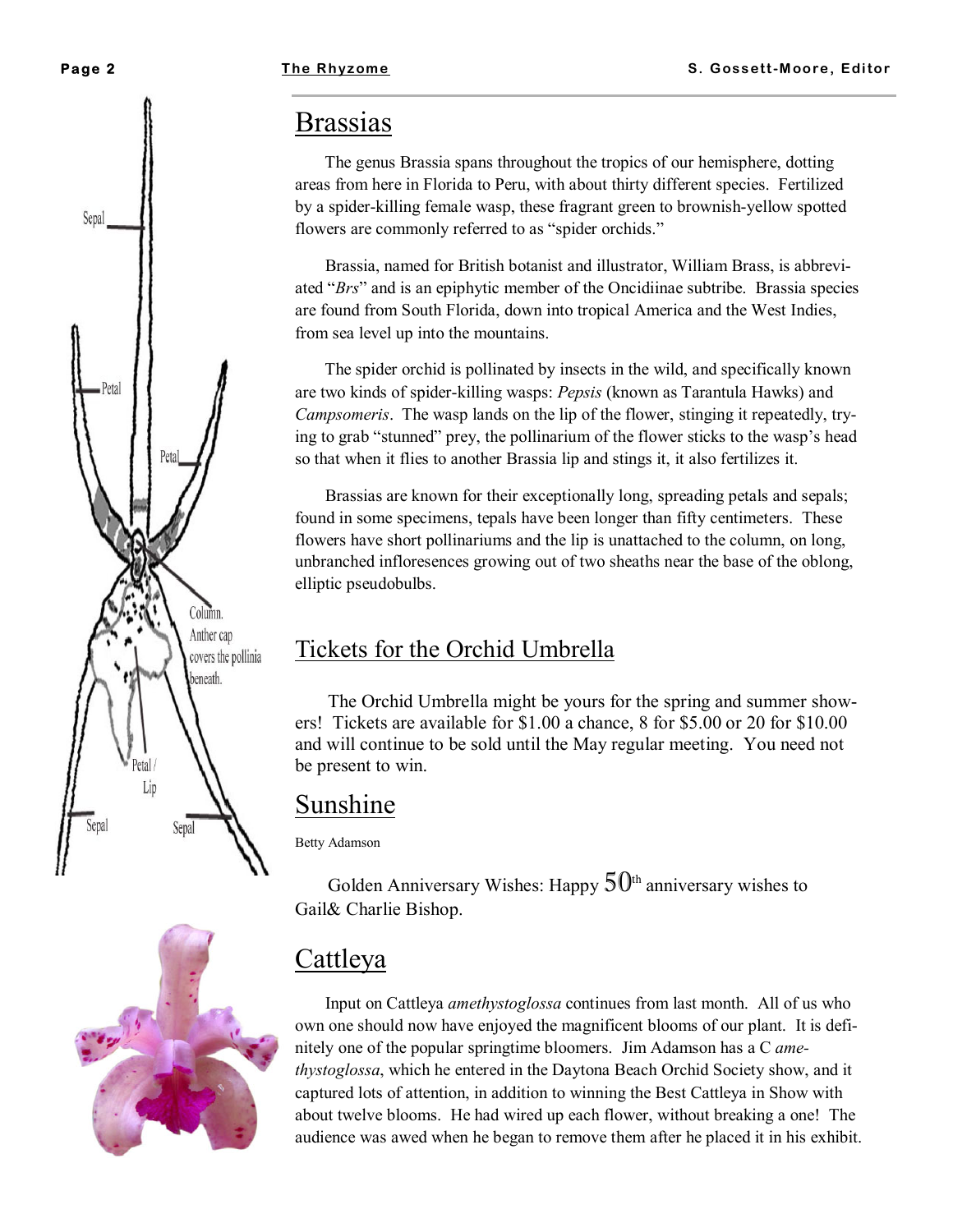## Brassias

The genus Brassia spans throughout the tropics of our hemisphere, dotting areas from here in Florida to Peru, with about thirty different species. Fertilized by a spider-killing female wasp, these fragrant green to brownish-yellow spotted flowers are commonly referred to as "spider orchids."

Brassia, named for British botanist and illustrator, William Brass, is abbreviated "*Brs*" and is an epiphytic member of the Oncidiinae subtribe. Brassia species are found from South Florida, down into tropical America and the West Indies, from sea level up into the mountains.

The spider orchid is pollinated by insects in the wild, and specifically known are two kinds of spider-killing wasps: *Pepsis* (known as Tarantula Hawks) and *Campsomeris*. The wasp lands on the lip of the flower, stinging it repeatedly, trying to grab "stunned" prey, the pollinarium of the flower sticks to the wasp's head so that when it flies to another Brassia lip and stings it, it also fertilizes it.

Brassias are known for their exceptionally long, spreading petals and sepals; found in some specimens, tepals have been longer than fifty centimeters. These flowers have short pollinariums and the lip is unattached to the column, on long, unbranched inflorescences growing out of two sheaths near the base of the oblong, elliptic pseudobulbs.

Sepal
Petal
Petal
Column. Anther cap covers the pollinia beneath.
Petal / Lip
Sepal
Sepal

## Tickets for the Orchid Umbrella

The Orchid Umbrella might be yours for the spring and summer showers! Tickets are available for $1.00 a chance, 8 for $5.00 or 20 for $10.00 and will continue to be sold until the May regular meeting. You need not be present to win.

## Sunshine

Betty Adamson

Golden Anniversary Wishes: Happy 50th anniversary wishes to Gail& Charlie Bishop.

## Cattleya

Input on Cattleya *amethystoglossa* continues from last month. All of us who own one should now have enjoyed the magnificent blooms of our plant. It is definitely one of the popular springtime bloomers. Jim Adamson has a C *amethystoglossa*, which he entered in the Daytona Beach Orchid Society show, and it captured lots of attention, in addition to winning the Best Cattleya in Show with about twelve blooms. He had wired up each flower, without breaking a one! The audience was awed when he began to remove them after he placed it in his exhibit.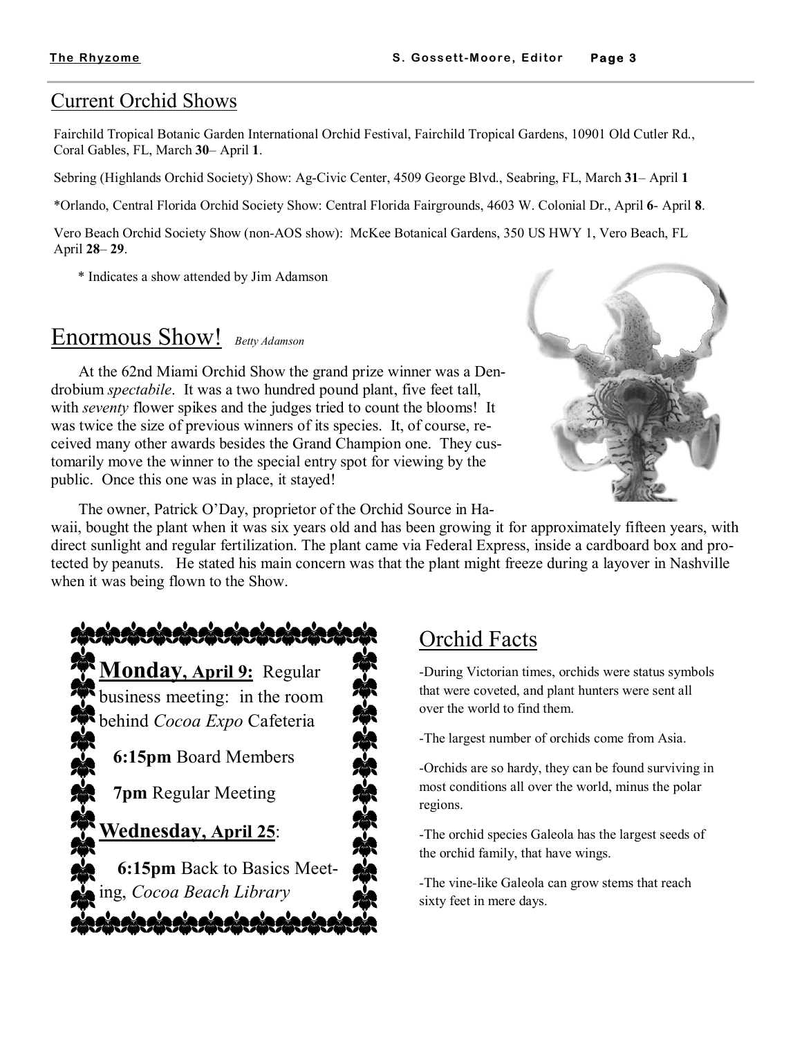## Current Orchid Shows

Fairchild Tropical Botanic Garden International Orchid Festival, Fairchild Tropical Gardens, 10901 Old Cutler Rd., Coral Gables, FL, March **30**– April **1**.

Sebring (Highlands Orchid Society) Show: Ag-Civic Center, 4509 George Blvd., Seabring, FL, March **31**– April **1**

*Orlando, Central Florida Orchid Society Show: Central Florida Fairgrounds, 4603 W. Colonial Dr., April **6**- April **8**.

Vero Beach Orchid Society Show (non-AOS show): McKee Botanical Gardens, 350 US HWY 1, Vero Beach, FL April **28**– **29**.

* Indicates a show attended by Jim Adamson

## Enormous Show! *Betty Adamson*

At the 62nd Miami Orchid Show the grand prize winner was a Dendrobium *spectabile*. It was a two hundred pound plant, five feet tall, with *seventy* flower spikes and the judges tried to count the blooms! It was twice the size of previous winners of its species. It, of course, received many other awards besides the Grand Champion one. They customarily move the winner to the special entry spot for viewing by the public. Once this one was in place, it stayed!

The owner, Patrick O'Day, proprietor of the Orchid Source in Hawaii, bought the plant when it was six years old and has been growing it for approximately fifteen years, with direct sunlight and regular fertilization. The plant came via Federal Express, inside a cardboard box and protected by peanuts. He stated his main concern was that the plant might freeze during a layover in Nashville when it was being flown to the Show.

**Monday, April 9:** Regular business meeting: in the room behind *Cocoa Expo* Cafeteria

**6:15pm** Board Members

**7pm** Regular Meeting

**Wednesday, April 25**:

**6:15pm** Back to Basics Meeting, *Cocoa Beach Library*

## Orchid Facts

-During Victorian times, orchids were status symbols that were coveted, and plant hunters were sent all over the world to find them.

-The largest number of orchids come from Asia.

-Orchids are so hardy, they can be found surviving in most conditions all over the world, minus the polar regions.

-The orchid species Galeola has the largest seeds of the orchid family, that have wings.

-The vine-like Galeola can grow stems that reach sixty feet in mere days.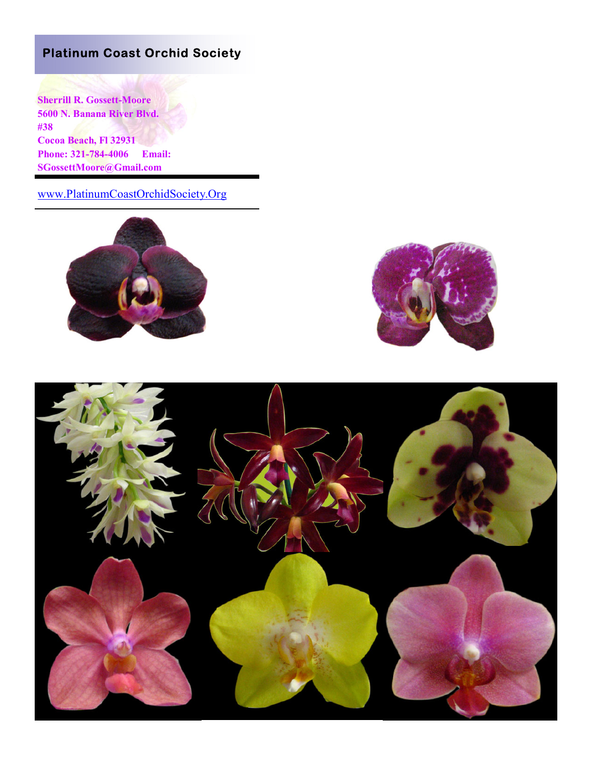## Platinum Coast Orchid Society

**Sherrill R. Gossett-Moore**
**5600 N. Banana River Blvd.**
**#38**
**Cocoa Beach, Fl 32931**
**Phone: 321-784-4006 Email:**
**SGossettMoore@Gmail.com**

www.PlatinumCoastOrchidSociety.Org